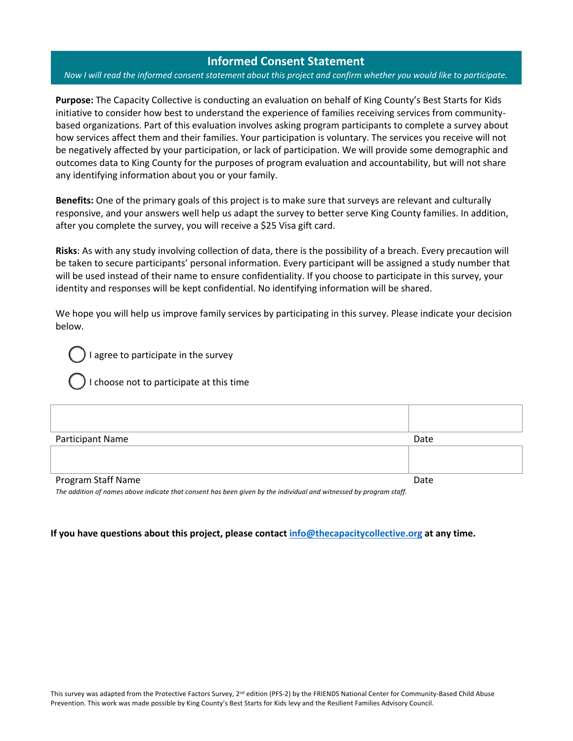## Informed Consent Statement

*Now I will read the informed consent statement about this project and confirm whether you would like to participate.*

**Purpose:** The Capacity Collective is conducting an evaluation on behalf of King County's Best Starts for Kids initiative to consider how best to understand the experience of families receiving services from community-based organizations. Part of this evaluation involves asking program participants to complete a survey about how services affect them and their families. Your participation is voluntary. The services you receive will not be negatively affected by your participation, or lack of participation. We will provide some demographic and outcomes data to King County for the purposes of program evaluation and accountability, but will not share any identifying information about you or your family.

**Benefits:** One of the primary goals of this project is to make sure that surveys are relevant and culturally responsive, and your answers well help us adapt the survey to better serve King County families. In addition, after you complete the survey, you will receive a $25 Visa gift card.

**Risks**: As with any study involving collection of data, there is the possibility of a breach. Every precaution will be taken to secure participants' personal information. Every participant will be assigned a study number that will be used instead of their name to ensure confidentiality. If you choose to participate in this survey, your identity and responses will be kept confidential. No identifying information will be shared.

We hope you will help us improve family services by participating in this survey. Please indicate your decision below.

◯ I agree to participate in the survey

◯ I choose not to participate at this time

| | |
|---|---|
| | |
| Participant Name | Date |
| | |
| Program Staff Name | Date |

*The addition of names above indicate that consent has been given by the individual and witnessed by program staff.*

**If you have questions about this project, please contact info@thecapacitycollective.org at any time.**

This survey was adapted from the Protective Factors Survey, 2nd edition (PFS-2) by the FRIENDS National Center for Community-Based Child Abuse Prevention. This work was made possible by King County's Best Starts for Kids levy and the Resilient Families Advisory Council.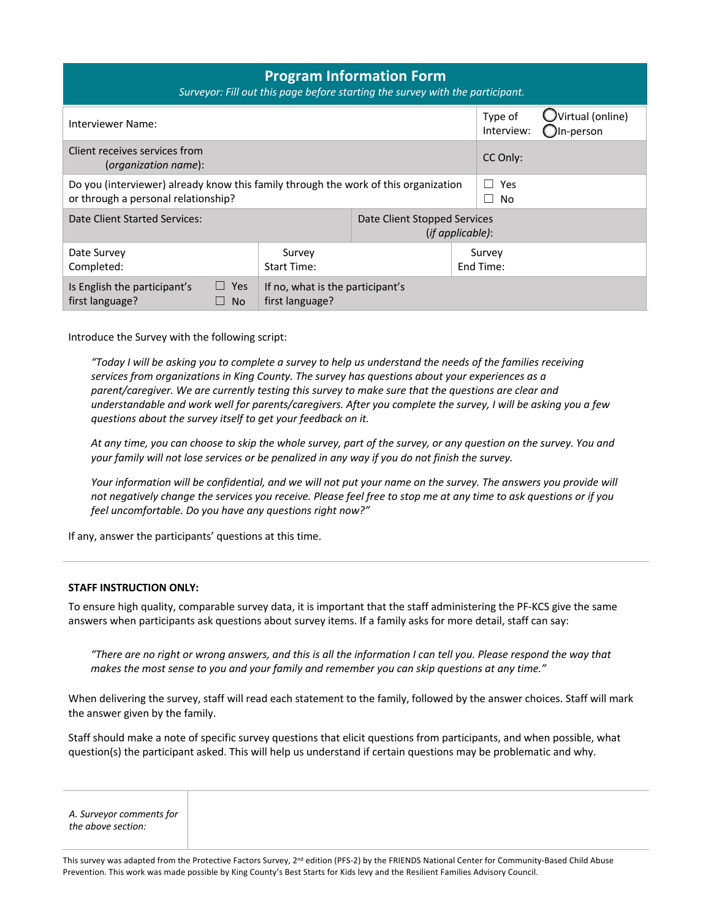## Program Information Form

*Surveyor: Fill out this page before starting the survey with the participant.*

| | |
|---|---|
| Interviewer Name: | Type of Interview: ◯ Virtual (online) ◯ In-person |
| Client receives services from (*organization name*): | CC Only: |
| Do you (interviewer) already know this family through the work of this organization or through a personal relationship? | ☐ Yes ☐ No |
| Date Client Started Services: | Date Client Stopped Services (*if applicable*): |
| Date Survey Completed: | Survey Start Time: / Survey End Time: |
| Is English the participant's first language? ☐ Yes ☐ No | If no, what is the participant's first language? |

Introduce the Survey with the following script:

> *"Today I will be asking you to complete a survey to help us understand the needs of the families receiving services from organizations in King County. The survey has questions about your experiences as a parent/caregiver. We are currently testing this survey to make sure that the questions are clear and understandable and work well for parents/caregivers. After you complete the survey, I will be asking you a few questions about the survey itself to get your feedback on it.*
>
> *At any time, you can choose to skip the whole survey, part of the survey, or any question on the survey. You and your family will not lose services or be penalized in any way if you do not finish the survey.*
>
> *Your information will be confidential, and we will not put your name on the survey. The answers you provide will not negatively change the services you receive. Please feel free to stop me at any time to ask questions or if you feel uncomfortable. Do you have any questions right now?"*

If any, answer the participants' questions at this time.

---

**STAFF INSTRUCTION ONLY:**

To ensure high quality, comparable survey data, it is important that the staff administering the PF-KCS give the same answers when participants ask questions about survey items. If a family asks for more detail, staff can say:

> *"There are no right or wrong answers, and this is all the information I can tell you. Please respond the way that makes the most sense to you and your family and remember you can skip questions at any time."*

When delivering the survey, staff will read each statement to the family, followed by the answer choices. Staff will mark the answer given by the family.

Staff should make a note of specific survey questions that elicit questions from participants, and when possible, what question(s) the participant asked. This will help us understand if certain questions may be problematic and why.

| | |
|---|---|
| *A. Surveyor comments for the above section:* | |

This survey was adapted from the Protective Factors Survey, 2nd edition (PFS-2) by the FRIENDS National Center for Community-Based Child Abuse Prevention. This work was made possible by King County's Best Starts for Kids levy and the Resilient Families Advisory Council.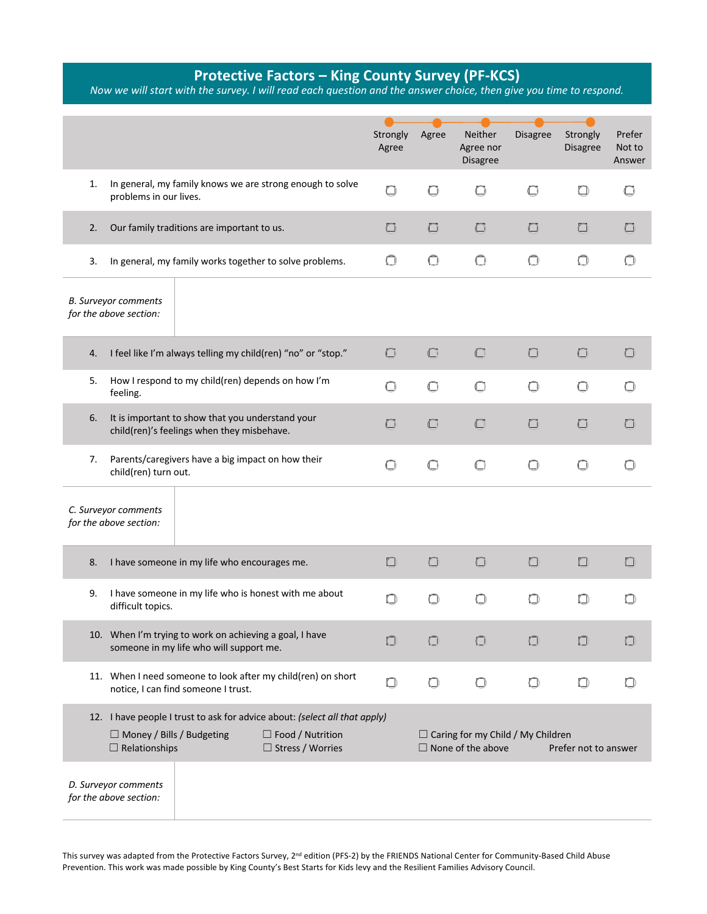# Protective Factors – King County Survey (PF-KCS)

*Now we will start with the survey. I will read each question and the answer choice, then give you time to respond.*

| | Strongly Agree | Agree | Neither Agree nor Disagree | Disagree | Strongly Disagree | Prefer Not to Answer |
|---|---|---|---|---|---|---|
| 1. In general, my family knows we are strong enough to solve problems in our lives. | ☐ | ☐ | ☐ | ☐ | ☐ | ☐ |
| 2. Our family traditions are important to us. | ☐ | ☐ | ☐ | ☐ | ☐ | ☐ |
| 3. In general, my family works together to solve problems. | ☐ | ☐ | ☐ | ☐ | ☐ | ☐ |

| *B. Surveyor comments for the above section:* | |
|---|---|

| | Strongly Agree | Agree | Neither Agree nor Disagree | Disagree | Strongly Disagree | Prefer Not to Answer |
|---|---|---|---|---|---|---|
| 4. I feel like I'm always telling my child(ren) "no" or "stop." | ☐ | ☐ | ☐ | ☐ | ☐ | ☐ |
| 5. How I respond to my child(ren) depends on how I'm feeling. | ☐ | ☐ | ☐ | ☐ | ☐ | ☐ |
| 6. It is important to show that you understand your child(ren)'s feelings when they misbehave. | ☐ | ☐ | ☐ | ☐ | ☐ | ☐ |
| 7. Parents/caregivers have a big impact on how their child(ren) turn out. | ☐ | ☐ | ☐ | ☐ | ☐ | ☐ |

| *C. Surveyor comments for the above section:* | |
|---|---|

| | Strongly Agree | Agree | Neither Agree nor Disagree | Disagree | Strongly Disagree | Prefer Not to Answer |
|---|---|---|---|---|---|---|
| 8. I have someone in my life who encourages me. | ☐ | ☐ | ☐ | ☐ | ☐ | ☐ |
| 9. I have someone in my life who is honest with me about difficult topics. | ☐ | ☐ | ☐ | ☐ | ☐ | ☐ |
| 10. When I'm trying to work on achieving a goal, I have someone in my life who will support me. | ☐ | ☐ | ☐ | ☐ | ☐ | ☐ |
| 11. When I need someone to look after my child(ren) on short notice, I can find someone I trust. | ☐ | ☐ | ☐ | ☐ | ☐ | ☐ |

12. I have people I trust to ask for advice about: *(select all that apply)*

☐ Money / Bills / Budgeting ☐ Food / Nutrition ☐ Caring for my Child / My Children
☐ Relationships ☐ Stress / Worries ☐ None of the above Prefer not to answer

| *D. Surveyor comments for the above section:* | |
|---|---|

This survey was adapted from the Protective Factors Survey, 2nd edition (PFS-2) by the FRIENDS National Center for Community-Based Child Abuse Prevention. This work was made possible by King County's Best Starts for Kids levy and the Resilient Families Advisory Council.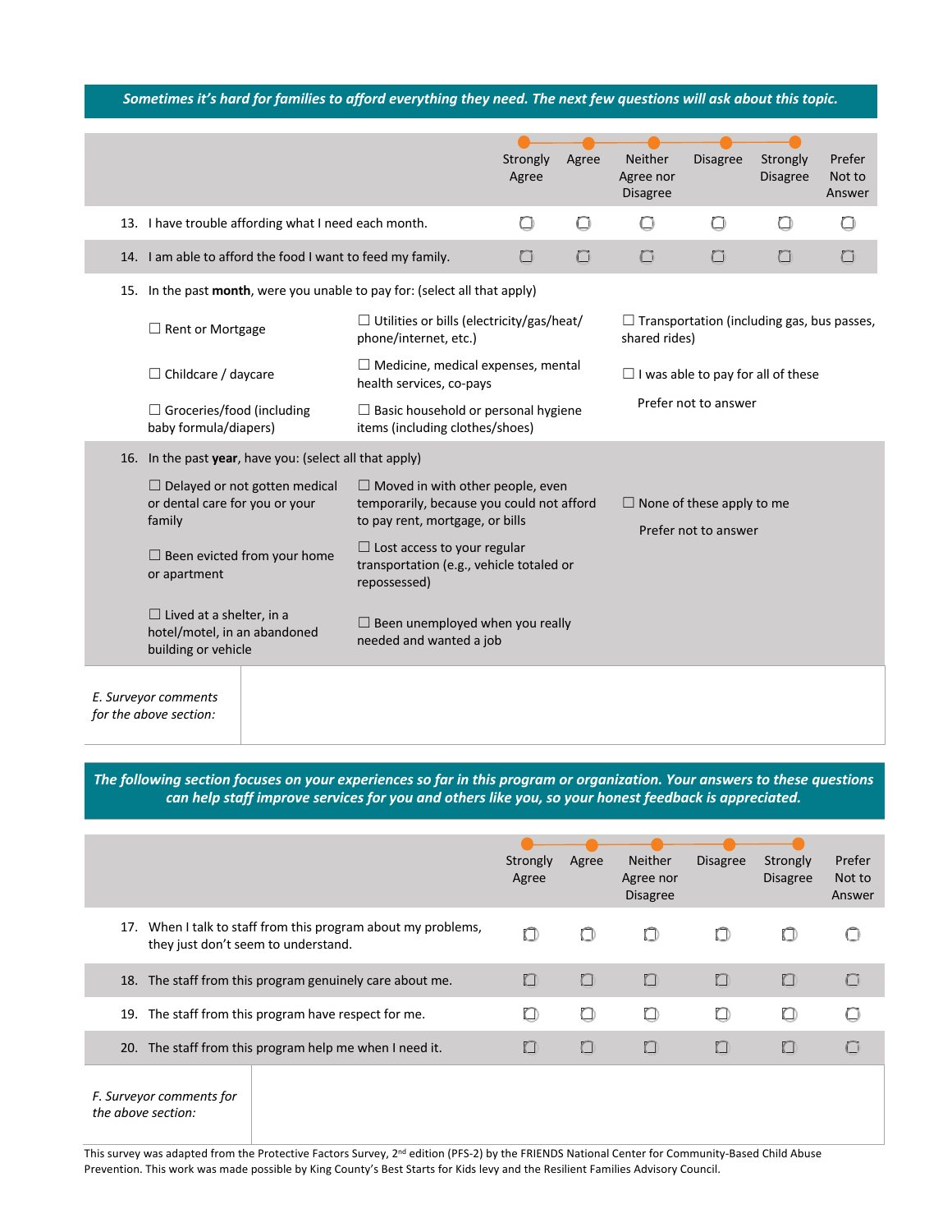***Sometimes it's hard for families to afford everything they need. The next few questions will ask about this topic.***

| | Strongly Agree | Agree | Neither Agree nor Disagree | Disagree | Strongly Disagree | Prefer Not to Answer |
|---|---|---|---|---|---|---|
| 13. I have trouble affording what I need each month. | ☐ | ☐ | ☐ | ☐ | ☐ | ☐ |
| 14. I am able to afford the food I want to feed my family. | ☐ | ☐ | ☐ | ☐ | ☐ | ☐ |

15. In the past **month**, were you unable to pay for: (select all that apply)

- ☐ Rent or Mortgage
- ☐ Childcare / daycare
- ☐ Groceries/food (including baby formula/diapers)
- ☐ Utilities or bills (electricity/gas/heat/ phone/internet, etc.)
- ☐ Medicine, medical expenses, mental health services, co-pays
- ☐ Basic household or personal hygiene items (including clothes/shoes)
- ☐ Transportation (including gas, bus passes, shared rides)
- ☐ I was able to pay for all of these
- Prefer not to answer

16. In the past **year**, have you: (select all that apply)

- ☐ Delayed or not gotten medical or dental care for you or your family
- ☐ Been evicted from your home or apartment
- ☐ Lived at a shelter, in a hotel/motel, in an abandoned building or vehicle
- ☐ Moved in with other people, even temporarily, because you could not afford to pay rent, mortgage, or bills
- ☐ Lost access to your regular transportation (e.g., vehicle totaled or repossessed)
- ☐ Been unemployed when you really needed and wanted a job
- ☐ None of these apply to me
- Prefer not to answer

| *E. Surveyor comments for the above section:* | |
|---|---|

***The following section focuses on your experiences so far in this program or organization. Your answers to these questions can help staff improve services for you and others like you, so your honest feedback is appreciated.***

| | Strongly Agree | Agree | Neither Agree nor Disagree | Disagree | Strongly Disagree | Prefer Not to Answer |
|---|---|---|---|---|---|---|
| 17. When I talk to staff from this program about my problems, they just don't seem to understand. | ☐ | ☐ | ☐ | ☐ | ☐ | ☐ |
| 18. The staff from this program genuinely care about me. | ☐ | ☐ | ☐ | ☐ | ☐ | ☐ |
| 19. The staff from this program have respect for me. | ☐ | ☐ | ☐ | ☐ | ☐ | ☐ |
| 20. The staff from this program help me when I need it. | ☐ | ☐ | ☐ | ☐ | ☐ | ☐ |

| *F. Surveyor comments for the above section:* | |
|---|---|

This survey was adapted from the Protective Factors Survey, 2nd edition (PFS-2) by the FRIENDS National Center for Community-Based Child Abuse Prevention. This work was made possible by King County's Best Starts for Kids levy and the Resilient Families Advisory Council.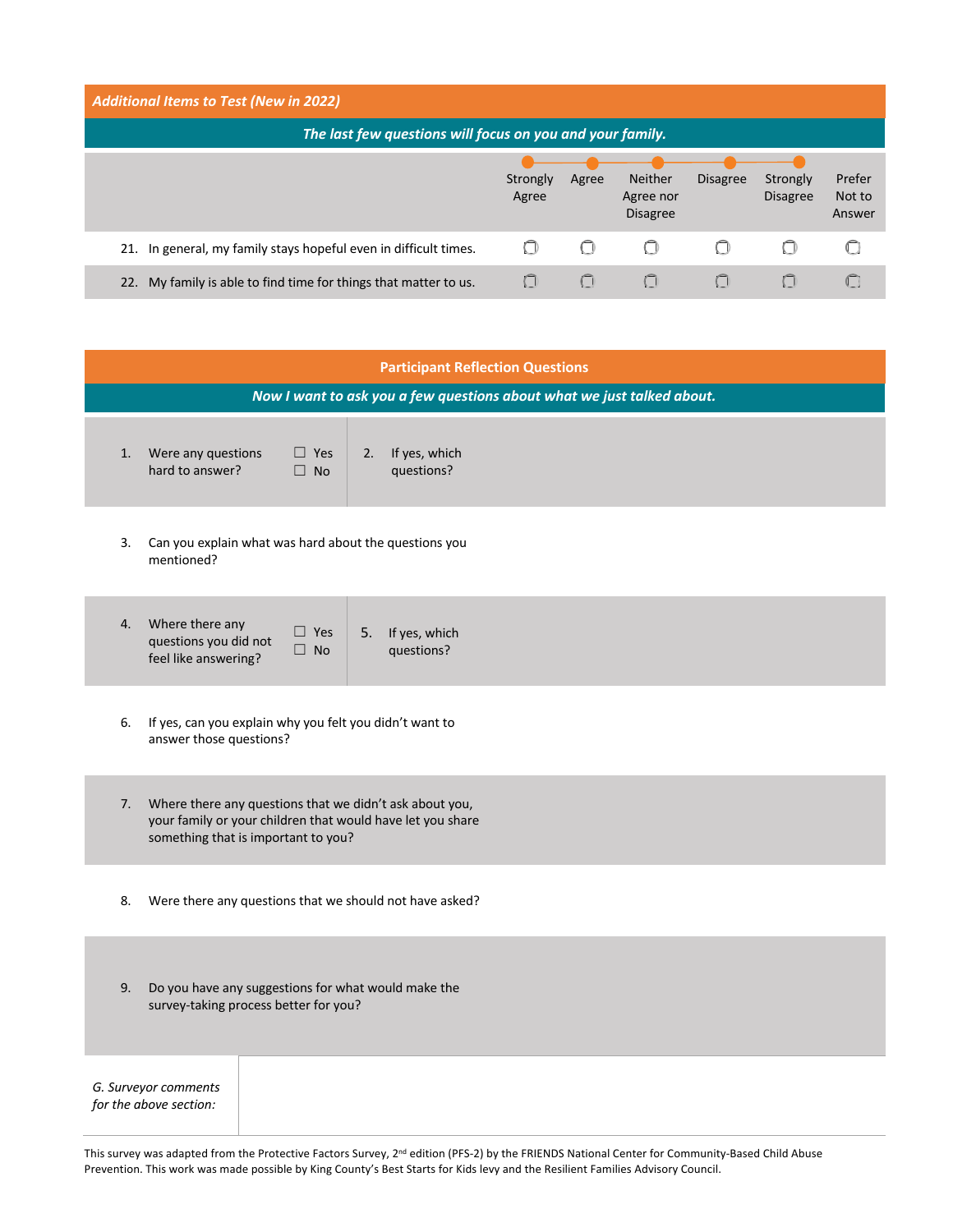## *Additional Items to Test (New in 2022)*

***The last few questions will focus on you and your family.***

| | Strongly Agree | Agree | Neither Agree nor Disagree | Disagree | Strongly Disagree | Prefer Not to Answer |
|---|---|---|---|---|---|---|
| 21. In general, my family stays hopeful even in difficult times. | ☐ | ☐ | ☐ | ☐ | ☐ | ☐ |
| 22. My family is able to find time for things that matter to us. | ☐ | ☐ | ☐ | ☐ | ☐ | ☐ |

## Participant Reflection Questions

***Now I want to ask you a few questions about what we just talked about.***

| | | |
|---|---|---|
| 1. Were any questions hard to answer? | ☐ Yes ☐ No | 2. If yes, which questions? |

3. Can you explain what was hard about the questions you mentioned?

| | | |
|---|---|---|
| 4. Where there any questions you did not feel like answering? | ☐ Yes ☐ No | 5. If yes, which questions? |

6. If yes, can you explain why you felt you didn't want to answer those questions?

7. Where there any questions that we didn't ask about you, your family or your children that would have let you share something that is important to you?

8. Were there any questions that we should not have asked?

9. Do you have any suggestions for what would make the survey-taking process better for you?

| *G. Surveyor comments for the above section:* | |
|---|---|

This survey was adapted from the Protective Factors Survey, 2nd edition (PFS-2) by the FRIENDS National Center for Community-Based Child Abuse Prevention. This work was made possible by King County's Best Starts for Kids levy and the Resilient Families Advisory Council.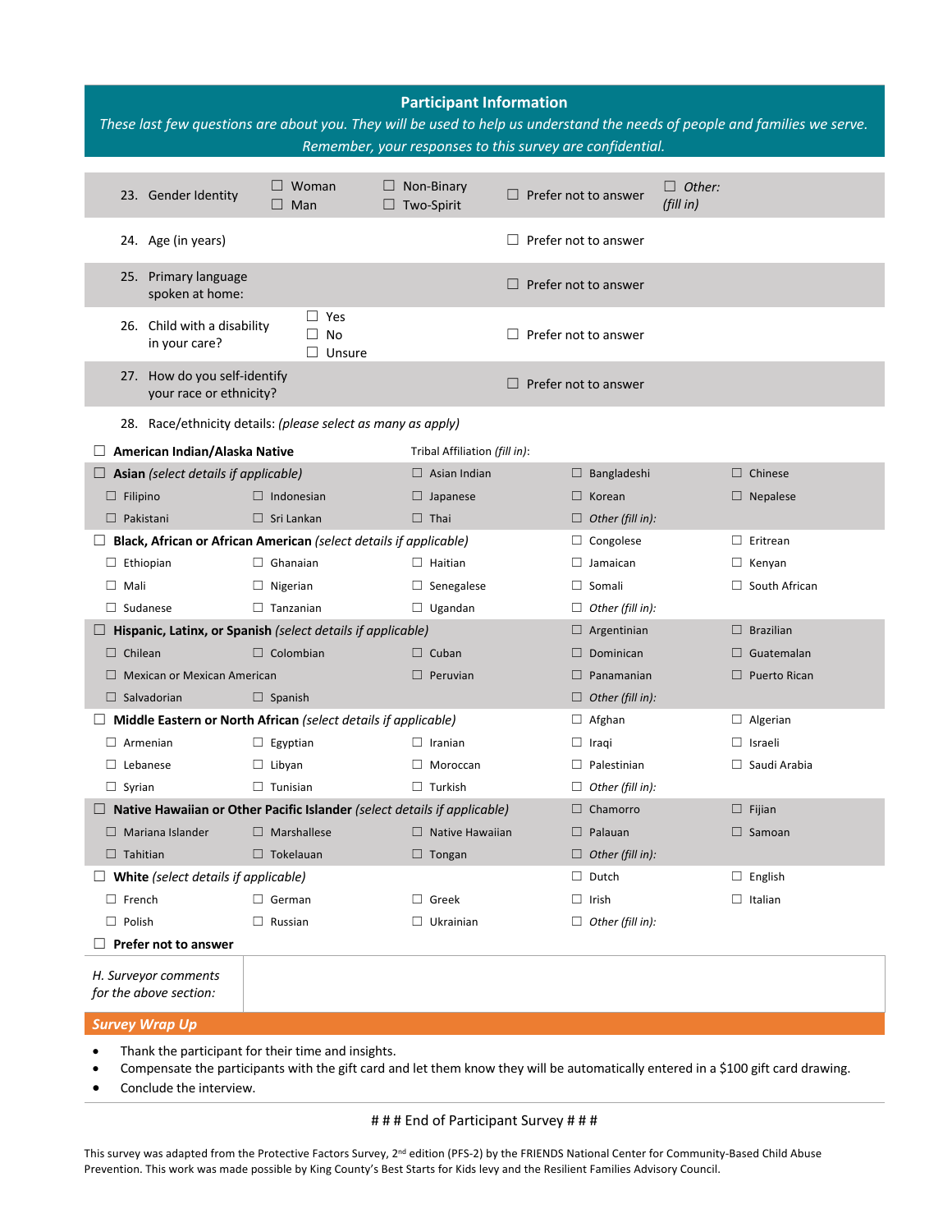## Participant Information

*These last few questions are about you. They will be used to help us understand the needs of people and families we serve. Remember, your responses to this survey are confidential.*

| | | | | |
|---|---|---|---|---|
| 23. Gender Identity | ☐ Woman<br>☐ Man | ☐ Non-Binary<br>☐ Two-Spirit | ☐ Prefer not to answer | ☐ *Other: (fill in)* |
| 24. Age (in years) | | | ☐ Prefer not to answer | |
| 25. Primary language spoken at home: | | | ☐ Prefer not to answer | |
| 26. Child with a disability in your care? | ☐ Yes<br>☐ No<br>☐ Unsure | | ☐ Prefer not to answer | |
| 27. How do you self-identify your race or ethnicity? | | | ☐ Prefer not to answer | |

28. Race/ethnicity details: *(please select as many apply)*

| | | | | |
|---|---|---|---|---|
| ☐ **American Indian/Alaska Native** | | Tribal Affiliation *(fill in)*: | | |
| ☐ **Asian** *(select details if applicable)* | | ☐ Asian Indian | ☐ Bangladeshi | ☐ Chinese |
| ☐ Filipino | ☐ Indonesian | ☐ Japanese | ☐ Korean | ☐ Nepalese |
| ☐ Pakistani | ☐ Sri Lankan | ☐ Thai | ☐ *Other (fill in):* | |
| ☐ **Black, African or African American** *(select details if applicable)* | | | ☐ Congolese | ☐ Eritrean |
| ☐ Ethiopian | ☐ Ghanaian | ☐ Haitian | ☐ Jamaican | ☐ Kenyan |
| ☐ Mali | ☐ Nigerian | ☐ Senegalese | ☐ Somali | ☐ South African |
| ☐ Sudanese | ☐ Tanzanian | ☐ Ugandan | ☐ *Other (fill in):* | |
| ☐ **Hispanic, Latinx, or Spanish** *(select details if applicable)* | | | ☐ Argentinian | ☐ Brazilian |
| ☐ Chilean | ☐ Colombian | ☐ Cuban | ☐ Dominican | ☐ Guatemalan |
| ☐ Mexican or Mexican American | | ☐ Peruvian | ☐ Panamanian | ☐ Puerto Rican |
| ☐ Salvadorian | ☐ Spanish | | ☐ *Other (fill in):* | |
| ☐ **Middle Eastern or North African** *(select details if applicable)* | | | ☐ Afghan | ☐ Algerian |
| ☐ Armenian | ☐ Egyptian | ☐ Iranian | ☐ Iraqi | ☐ Israeli |
| ☐ Lebanese | ☐ Libyan | ☐ Moroccan | ☐ Palestinian | ☐ Saudi Arabia |
| ☐ Syrian | ☐ Tunisian | ☐ Turkish | ☐ *Other (fill in):* | |
| ☐ **Native Hawaiian or Other Pacific Islander** *(select details if applicable)* | | | ☐ Chamorro | ☐ Fijian |
| ☐ Mariana Islander | ☐ Marshallese | ☐ Native Hawaiian | ☐ Palauan | ☐ Samoan |
| ☐ Tahitian | ☐ Tokelauan | ☐ Tongan | ☐ *Other (fill in):* | |
| ☐ **White** *(select details if applicable)* | | | ☐ Dutch | ☐ English |
| ☐ French | ☐ German | ☐ Greek | ☐ Irish | ☐ Italian |
| ☐ Polish | ☐ Russian | ☐ Ukrainian | ☐ *Other (fill in):* | |
| ☐ **Prefer not to answer** | | | | |

| | |
|---|---|
| *H. Surveyor comments for the above section:* | |

## *Survey Wrap Up*

- Thank the participant for their time and insights.
- Compensate the participants with the gift card and let them know they will be automatically entered in a $100 gift card drawing.
- Conclude the interview.

# # # End of Participant Survey # # #

This survey was adapted from the Protective Factors Survey, 2nd edition (PFS-2) by the FRIENDS National Center for Community-Based Child Abuse Prevention. This work was made possible by King County's Best Starts for Kids levy and the Resilient Families Advisory Council.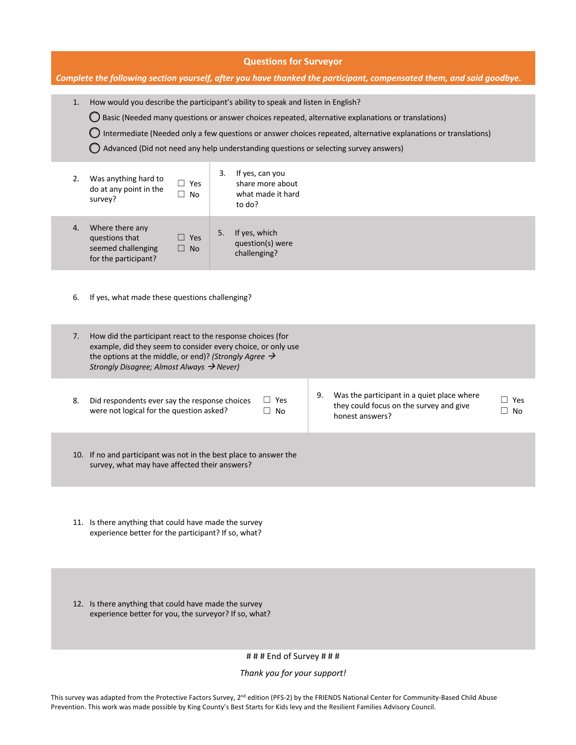## Questions for Surveyor

***Complete the following section yourself, after you have thanked the participant, compensated them, and said goodbye.***

1. How would you describe the participant's ability to speak and listen in English?
   - ◯ Basic (Needed many questions or answer choices repeated, alternative explanations or translations)
   - ◯ Intermediate (Needed only a few questions or answer choices repeated, alternative explanations or translations)
   - ◯ Advanced (Did not need any help understanding questions or selecting survey answers)

2. Was anything hard to do at any point in the survey? ☐ Yes ☐ No

3. If yes, can you share more about what made it hard to do?

4. Where there any questions that seemed challenging for the participant? ☐ Yes ☐ No

5. If yes, which question(s) were challenging?

6. If yes, what made these questions challenging?

7. How did the participant react to the response choices (for example, did they seem to consider every choice, or only use the options at the middle, or end)? *(Strongly Agree → Strongly Disagree; Almost Always → Never)*

8. Did respondents ever say the response choices were not logical for the question asked? ☐ Yes ☐ No

9. Was the participant in a quiet place where they could focus on the survey and give honest answers? ☐ Yes ☐ No

10. If no and participant was not in the best place to answer the survey, what may have affected their answers?

11. Is there anything that could have made the survey experience better for the participant? If so, what?

12. Is there anything that could have made the survey experience better for you, the surveyor? If so, what?

### End of Survey ###

*Thank you for your support!*

This survey was adapted from the Protective Factors Survey, 2nd edition (PFS-2) by the FRIENDS National Center for Community-Based Child Abuse Prevention. This work was made possible by King County's Best Starts for Kids levy and the Resilient Families Advisory Council.